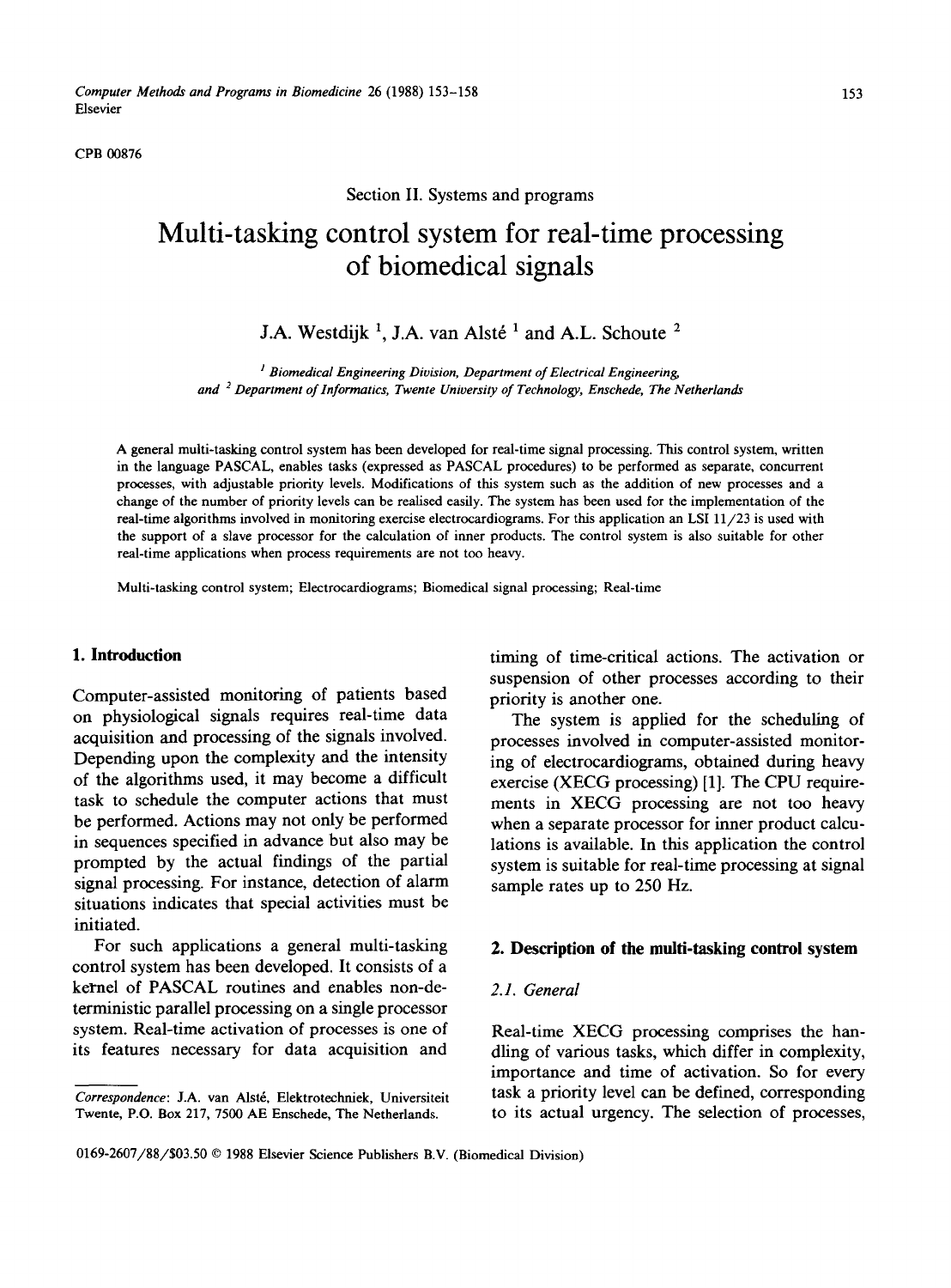Section II. Systems and programs

# Multi-tasking control system for real-time processing of biomedical signals

J.A. Westdijk [1], J.A. van Alsté [1] and A.L. Schoute [2]

[1] *Biomedical Engineering Division, Department of Electrical Engineering, and* [2] *Department of Informatics, Twente University of Technology, Enschede, The Netherlands*

A general multi-tasking control system has been developed for real-time signal processing. This control system, written in the language PASCAL, enables tasks (expressed as PASCAL procedures) to be performed as separate, concurrent processes, with adjustable priority levels. Modifications of this system such as the addition of new processes and a change of the number of priority levels can be realised easily. The system has been used for the implementation of the real-time algorithms involved in monitoring exercise electrocardiograms. For this application an LSI 11/23 is used with the support of a slave processor for the calculation of inner products. The control system is also suitable for other real-time applications when process requirements are not too heavy.

Multi-tasking control system; Electrocardiograms; Biomedical signal processing; Real-time

## 1. Introduction

Computer-assisted monitoring of patients based on physiological signals requires real-time data acquisition and processing of the signals involved. Depending upon the complexity and the intensity of the algorithms used, it may become a difficult task to schedule the computer actions that must be performed. Actions may not only be performed in sequences specified in advance but also may be prompted by the actual findings of the partial signal processing. For instance, detection of alarm situations indicates that special activities must be initiated.

For such applications a general multi-tasking control system has been developed. It consists of a kernel of PASCAL routines and enables non-deterministic parallel processing on a single processor system. Real-time activation of processes is one of its features necessary for data acquisition and timing of time-critical actions. The activation or suspension of other processes according to their priority is another one.

The system is applied for the scheduling of processes involved in computer-assisted monitoring of electrocardiograms, obtained during heavy exercise (XECG processing) [1]. The CPU requirements in XECG processing are not too heavy when a separate processor for inner product calculations is available. In this application the control system is suitable for real-time processing at signal sample rates up to 250 Hz.

## 2. Description of the multi-tasking control system

### 2.1. General

Real-time XECG processing comprises the handling of various tasks, which differ in complexity, importance and time of activation. So for every task a priority level can be defined, corresponding to its actual urgency. The selection of processes,

---

*Correspondence*: J.A. van Alsté, Elektrotechniek, Universiteit Twente, P.O. Box 217, 7500 AE Enschede, The Netherlands.

0169-2607/88/$03.50 © 1988 Elsevier Science Publishers B.V. (Biomedical Division)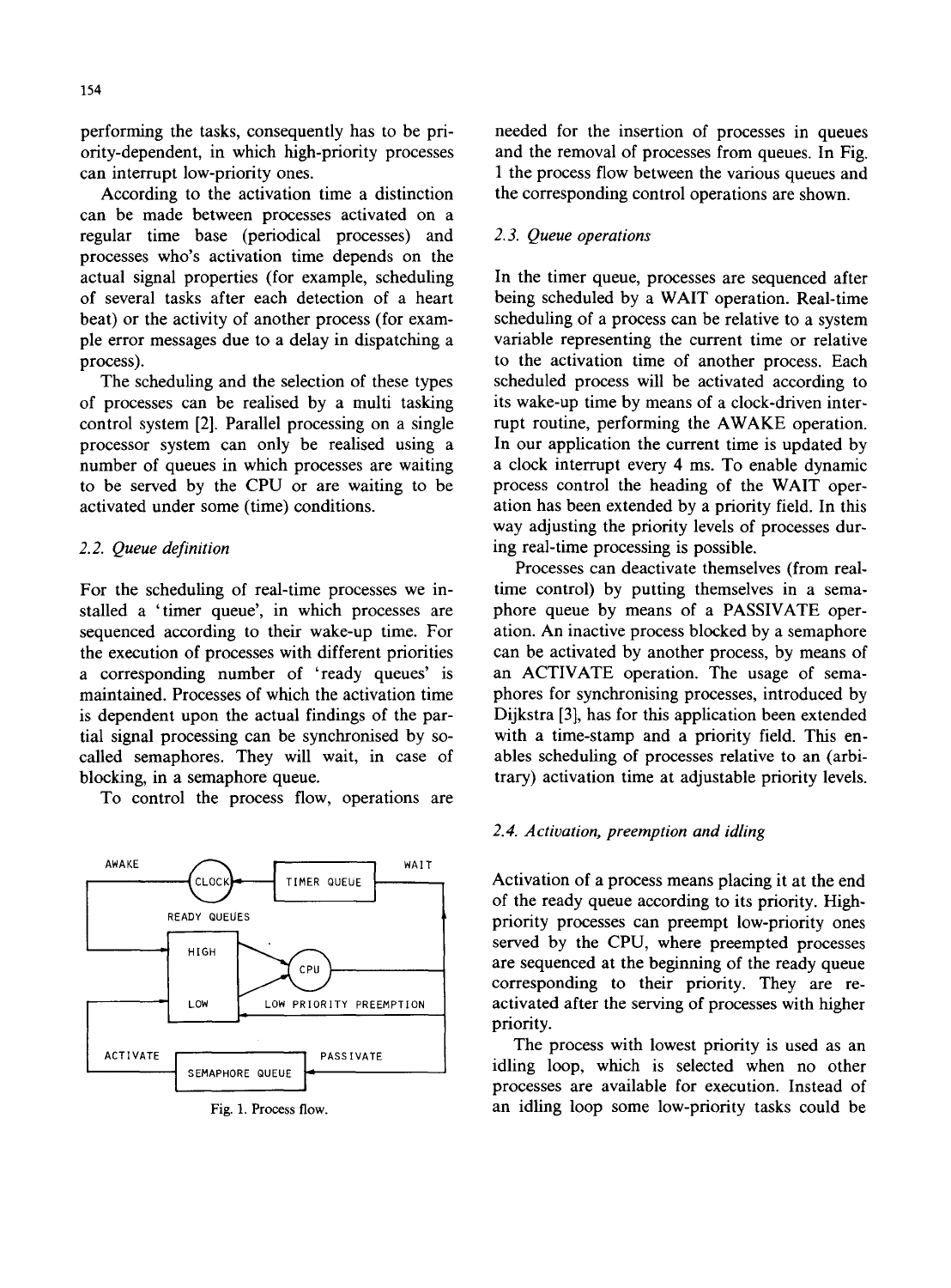performing the tasks, consequently has to be priority-dependent, in which high-priority processes can interrupt low-priority ones.

According to the activation time a distinction can be made between processes activated on a regular time base (periodical processes) and processes who's activation time depends on the actual signal properties (for example, scheduling of several tasks after each detection of a heart beat) or the activity of another process (for example error messages due to a delay in dispatching a process).

The scheduling and the selection of these types of processes can be realised by a multi tasking control system [2]. Parallel processing on a single processor system can only be realised using a number of queues in which processes are waiting to be served by the CPU or are waiting to be activated under some (time) conditions.

### 2.2. Queue definition

For the scheduling of real-time processes we installed a 'timer queue', in which processes are sequenced according to their wake-up time. For the execution of processes with different priorities a corresponding number of 'ready queues' is maintained. Processes of which the activation time is dependent upon the actual findings of the partial signal processing can be synchronised by so-called semaphores. They will wait, in case of blocking, in a semaphore queue.

To control the process flow, operations are needed for the insertion of processes in queues and the removal of processes from queues. In Fig. 1 the process flow between the various queues and the corresponding control operations are shown.

Fig. 1. Process flow.

### 2.3. Queue operations

In the timer queue, processes are sequenced after being scheduled by a WAIT operation. Real-time scheduling of a process can be relative to a system variable representing the current time or relative to the activation time of another process. Each scheduled process will be activated according to its wake-up time by means of a clock-driven interrupt routine, performing the AWAKE operation. In our application the current time is updated by a clock interrupt every 4 ms. To enable dynamic process control the heading of the WAIT operation has been extended by a priority field. In this way adjusting the priority levels of processes during real-time processing is possible.

Processes can deactivate themselves (from real-time control) by putting themselves in a semaphore queue by means of a PASSIVATE operation. An inactive process blocked by a semaphore can be activated by another process, by means of an ACTIVATE operation. The usage of semaphores for synchronising processes, introduced by Dijkstra [3], has for this application been extended with a time-stamp and a priority field. This enables scheduling of processes relative to an (arbitrary) activation time at adjustable priority levels.

### 2.4. Activation, preemption and idling

Activation of a process means placing it at the end of the ready queue according to its priority. High-priority processes can preempt low-priority ones served by the CPU, where preempted processes are sequenced at the beginning of the ready queue corresponding to their priority. They are reactivated after the serving of processes with higher priority.

The process with lowest priority is used as an idling loop, which is selected when no other processes are available for execution. Instead of an idling loop some low-priority tasks could be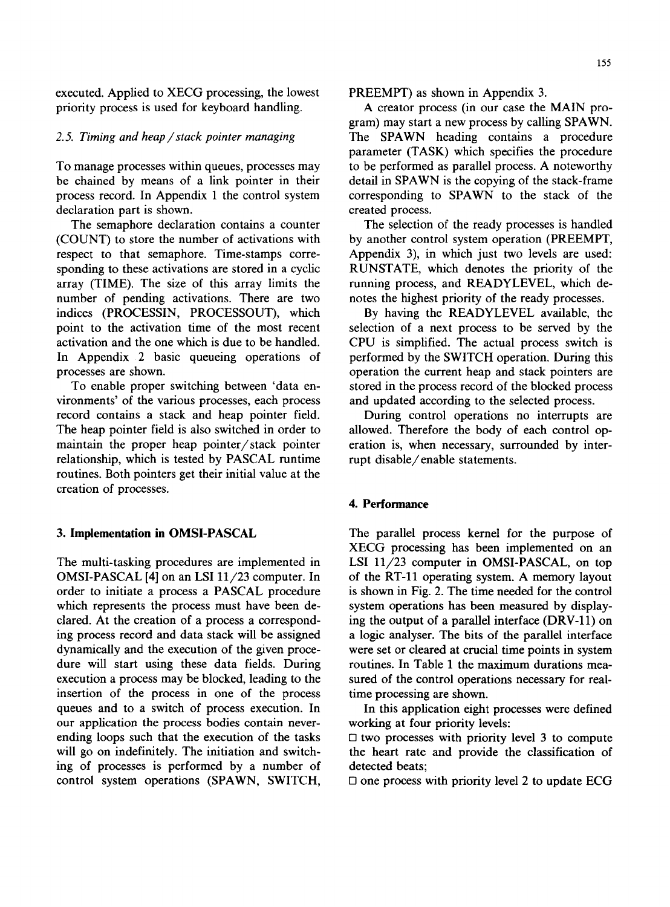executed. Applied to XECG processing, the lowest priority process is used for keyboard handling.

### *2.5. Timing and heap / stack pointer managing*

To manage processes within queues, processes may be chained by means of a link pointer in their process record. In Appendix 1 the control system declaration part is shown.

The semaphore declaration contains a counter (COUNT) to store the number of activations with respect to that semaphore. Time-stamps corresponding to these activations are stored in a cyclic array (TIME). The size of this array limits the number of pending activations. There are two indices (PROCESSIN, PROCESSOUT), which point to the activation time of the most recent activation and the one which is due to be handled. In Appendix 2 basic queueing operations of processes are shown.

To enable proper switching between 'data environments' of the various processes, each process record contains a stack and heap pointer field. The heap pointer field is also switched in order to maintain the proper heap pointer/stack pointer relationship, which is tested by PASCAL runtime routines. Both pointers get their initial value at the creation of processes.

## 3. Implementation in OMSI-PASCAL

The multi-tasking procedures are implemented in OMSI-PASCAL [4] on an LSI 11/23 computer. In order to initiate a process a PASCAL procedure which represents the process must have been declared. At the creation of a process a corresponding process record and data stack will be assigned dynamically and the execution of the given procedure will start using these data fields. During execution a process may be blocked, leading to the insertion of the process in one of the process queues and to a switch of process execution. In our application the process bodies contain never-ending loops such that the execution of the tasks will go on indefinitely. The initiation and switching of processes is performed by a number of control system operations (SPAWN, SWITCH, PREEMPT) as shown in Appendix 3.

A creator process (in our case the MAIN program) may start a new process by calling SPAWN. The SPAWN heading contains a procedure parameter (TASK) which specifies the procedure to be performed as parallel process. A noteworthy detail in SPAWN is the copying of the stack-frame corresponding to SPAWN to the stack of the created process.

The selection of the ready processes is handled by another control system operation (PREEMPT, Appendix 3), in which just two levels are used: RUNSTATE, which denotes the priority of the running process, and READYLEVEL, which denotes the highest priority of the ready processes.

By having the READYLEVEL available, the selection of a next process to be served by the CPU is simplified. The actual process switch is performed by the SWITCH operation. During this operation the current heap and stack pointers are stored in the process record of the blocked process and updated according to the selected process.

During control operations no interrupts are allowed. Therefore the body of each control operation is, when necessary, surrounded by interrupt disable/enable statements.

## 4. Performance

The parallel process kernel for the purpose of XECG processing has been implemented on an LSI 11/23 computer in OMSI-PASCAL, on top of the RT-11 operating system. A memory layout is shown in Fig. 2. The time needed for the control system operations has been measured by displaying the output of a parallel interface (DRV-11) on a logic analyser. The bits of the parallel interface were set or cleared at crucial time points in system routines. In Table 1 the maximum durations measured of the control operations necessary for real-time processing are shown.

In this application eight processes were defined working at four priority levels:

- two processes with priority level 3 to compute the heart rate and provide the classification of detected beats;
- one process with priority level 2 to update ECG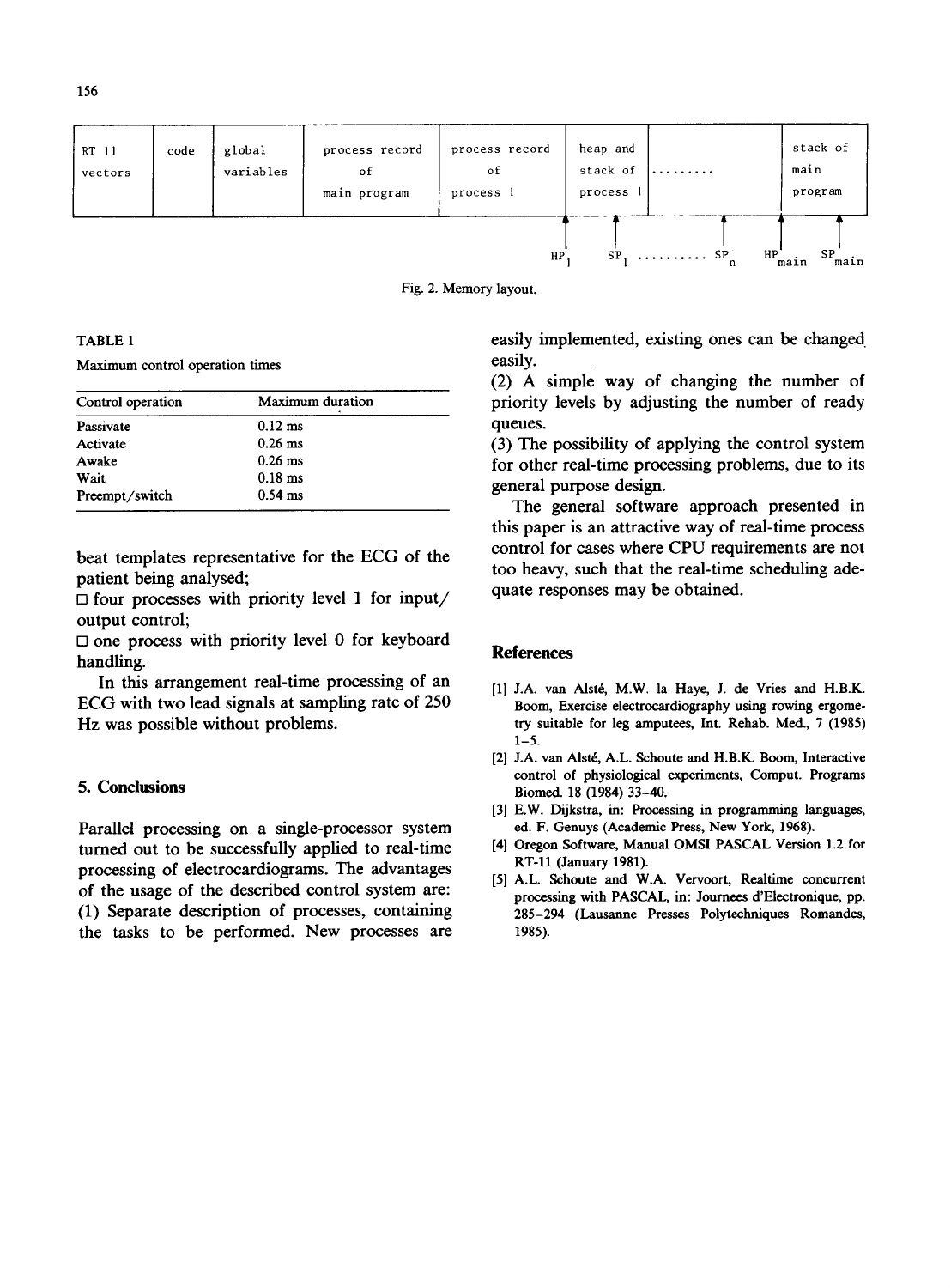| RT 11 vectors | code | global variables | process record of main program | process record of process 1 | heap and stack of process 1 | ......... | stack of main program |
|---|---|---|---|---|---|---|---|

$HP_1$ $SP_1$ .......... $SP_n$ $HP_{main}$ $SP_{main}$

Fig. 2. Memory layout.

TABLE 1

Maximum control operation times

| Control operation | Maximum duration |
|---|---|
| Passivate | 0.12 ms |
| Activate | 0.26 ms |
| Awake | 0.26 ms |
| Wait | 0.18 ms |
| Preempt/switch | 0.54 ms |

beat templates representative for the ECG of the patient being analysed;

- four processes with priority level 1 for input/output control;
- one process with priority level 0 for keyboard handling.

In this arrangement real-time processing of an ECG with two lead signals at sampling rate of 250 Hz was possible without problems.

## 5. Conclusions

Parallel processing on a single-processor system turned out to be successfully applied to real-time processing of electrocardiograms. The advantages of the usage of the described control system are:
(1) Separate description of processes, containing the tasks to be performed. New processes are easily implemented, existing ones can be changed easily.
(2) A simple way of changing the number of priority levels by adjusting the number of ready queues.
(3) The possibility of applying the control system for other real-time processing problems, due to its general purpose design.

The general software approach presented in this paper is an attractive way of real-time process control for cases where CPU requirements are not too heavy, such that the real-time scheduling adequate responses may be obtained.

## References

[1] J.A. van Alsté, M.W. la Haye, J. de Vries and H.B.K. Boom, Exercise electrocardiography using rowing ergometry suitable for leg amputees, Int. Rehab. Med., 7 (1985) 1–5.

[2] J.A. van Alsté, A.L. Schoute and H.B.K. Boom, Interactive control of physiological experiments, Comput. Programs Biomed. 18 (1984) 33–40.

[3] E.W. Dijkstra, in: Processing in programming languages, ed. F. Genuys (Academic Press, New York, 1968).

[4] Oregon Software, Manual OMSI PASCAL Version 1.2 for RT-11 (January 1981).

[5] A.L. Schoute and W.A. Vervoort, Realtime concurrent processing with PASCAL, in: Journees d'Electronique, pp. 285–294 (Lausanne Presses Polytechniques Romandes, 1985).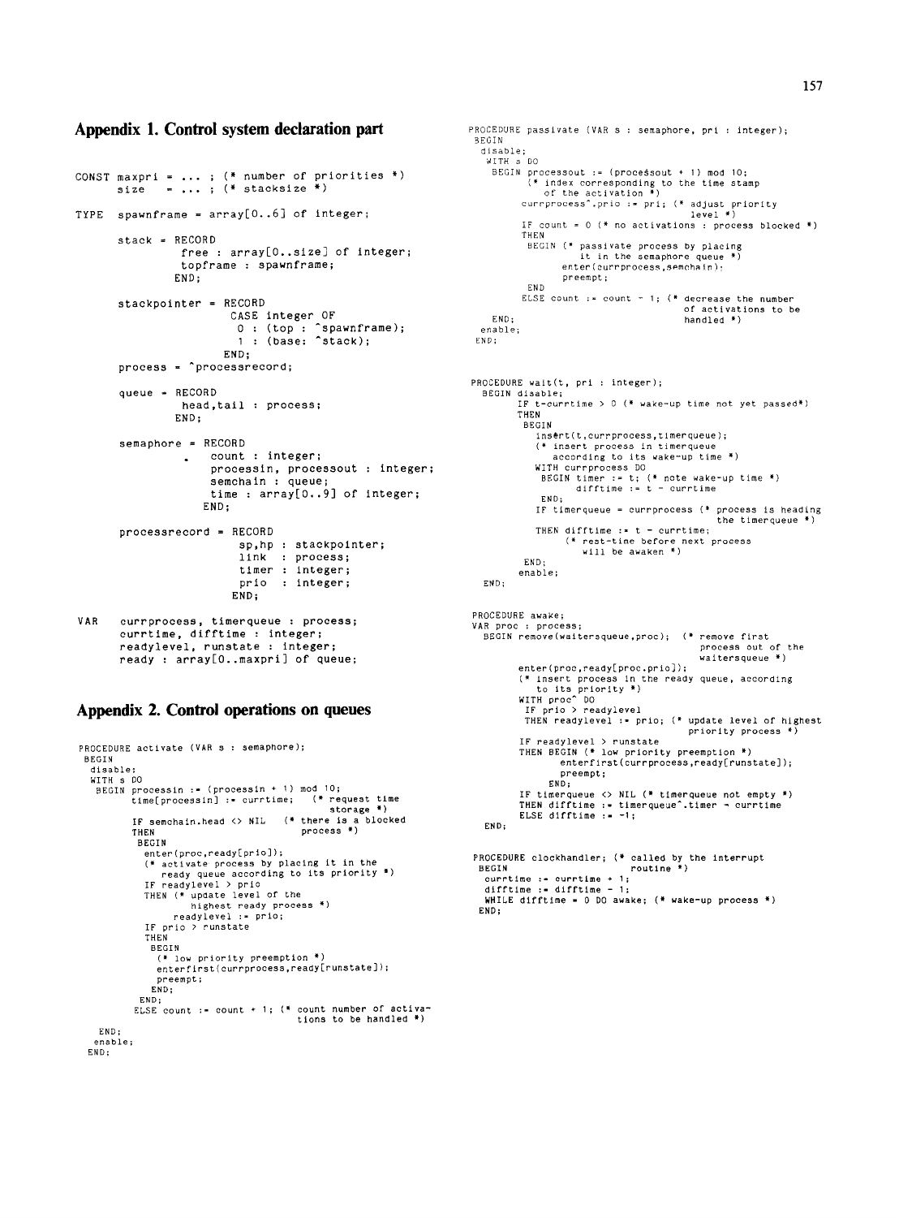## Appendix 1. Control system declaration part

```
CONST maxpri = ... ; (* number of priorities *)
      size   = ... ; (* stacksize *)

TYPE  spawnframe = array[0..6] of integer;

      stack = RECORD
                free : array[0..size] of integer;
                topframe : spawnframe;
              END;

      stackpointer = RECORD
                       CASE integer OF
                        0 : (top : ^spawnframe);
                        1 : (base: ^stack);
                     END;
      process = ^processrecord;

      queue = RECORD
                head,tail : process;
              END;

      semaphore = RECORD
                    count : integer;
                    processin, processout : integer;
                    semchain : queue;
                    time : array[0..9] of integer;
                  END;

      processrecord = RECORD
                        sp,hp : stackpointer;
                        link  : process;
                        timer : integer;
                        prio  : integer;
                      END;

VAR   currprocess, timerqueue : process;
      currtime, difftime : integer;
      readylevel, runstate : integer;
      ready : array[0..maxpri] of queue;
```

## Appendix 2. Control operations on queues

```
PROCEDURE activate (VAR s : semaphore);
BEGIN
 disable;
 WITH s DO
  BEGIN processin := (processin + 1) mod 10;
        time[processin] := currtime;    (* request time
                                           storage *)
        IF semchain.head <> NIL     (* there is a blocked
        THEN                           process *)
         BEGIN
          enter(proc,ready[prio]);
          (* activate process by placing it in the
             ready queue according to its priority *)
          IF readylevel > prio
          THEN (* update level of the
                  highest ready process *)
               readylevel := prio;
          IF prio > runstate
          THEN
           BEGIN
            (* low priority preemption *)
            enterfirst(currprocess,ready[runstate]);
            preempt;
           END;
         END;
        ELSE count := count + 1; (* count number of activa-
                                    tions to be handled *)
  END;
 enable;
END;
```

```
PROCEDURE passivate (VAR s : semaphore, pri : integer);
BEGIN
 disable;
  WITH s DO
   BEGIN processout := (processout + 1) mod 10;
         (* index corresponding to the time stamp
            of the activation *)
         currprocess^.prio := pri; (* adjust priority
                                      level *)
         IF count = 0 (* no activations : process blocked *)
         THEN
          BEGIN (* passivate process by placing
                   it in the semaphore queue *)
               enter(currprocess,semchain);
               preempt;
          END
         ELSE count := count - 1; (* decrease the number
                                     of activations to be
   END;                              handled *)
 enable;
END;
```

```
PROCEDURE wait(t, pri : integer);
  BEGIN disable;
       IF t-currtime > 0 (* wake-up time not yet passed*)
       THEN
        BEGIN
          insert(t,currprocess,timerqueue);
          (* insert process in timerqueue
             according to its wake-up time *)
          WITH currprocess DO
           BEGIN timer := t; (* note wake-up time *)
                 difftime := t - currtime
           END;
          IF timerqueue = currprocess (* process is heading
                                         the timerqueue *)
          THEN difftime := t - currtime;
               (* rest-time before next process
                  will be awaken *)
        END;
       enable;
  END;
```

```
PROCEDURE awake;
VAR proc : process;
  BEGIN remove(waitersqueue,proc);  (* remove first
                                       process out of the
                                       waitersqueue *)
       enter(proc,ready[proc.prio]);
       (* insert process in the ready queue, according
          to its priority *)
       WITH proc^ DO
        IF prio > readylevel
        THEN readylevel := prio; (* update level of highest
                                    priority process *)
       IF readylevel > runstate
       THEN BEGIN (* low priority preemption *)
             enterfirst(currprocess,ready[runstate]);
             preempt;
            END;
       IF timerqueue <> NIL (* timerqueue not empty *)
       THEN difftime := timerqueue^.timer - currtime
       ELSE difftime := -1;
  END;
```

```
PROCEDURE clockhandler; (* called by the interrupt
 BEGIN                     routine *)
  currtime := currtime + 1;
  difftime := difftime - 1;
  WHILE difftime = 0 DO awake; (* wake-up process *)
 END;
```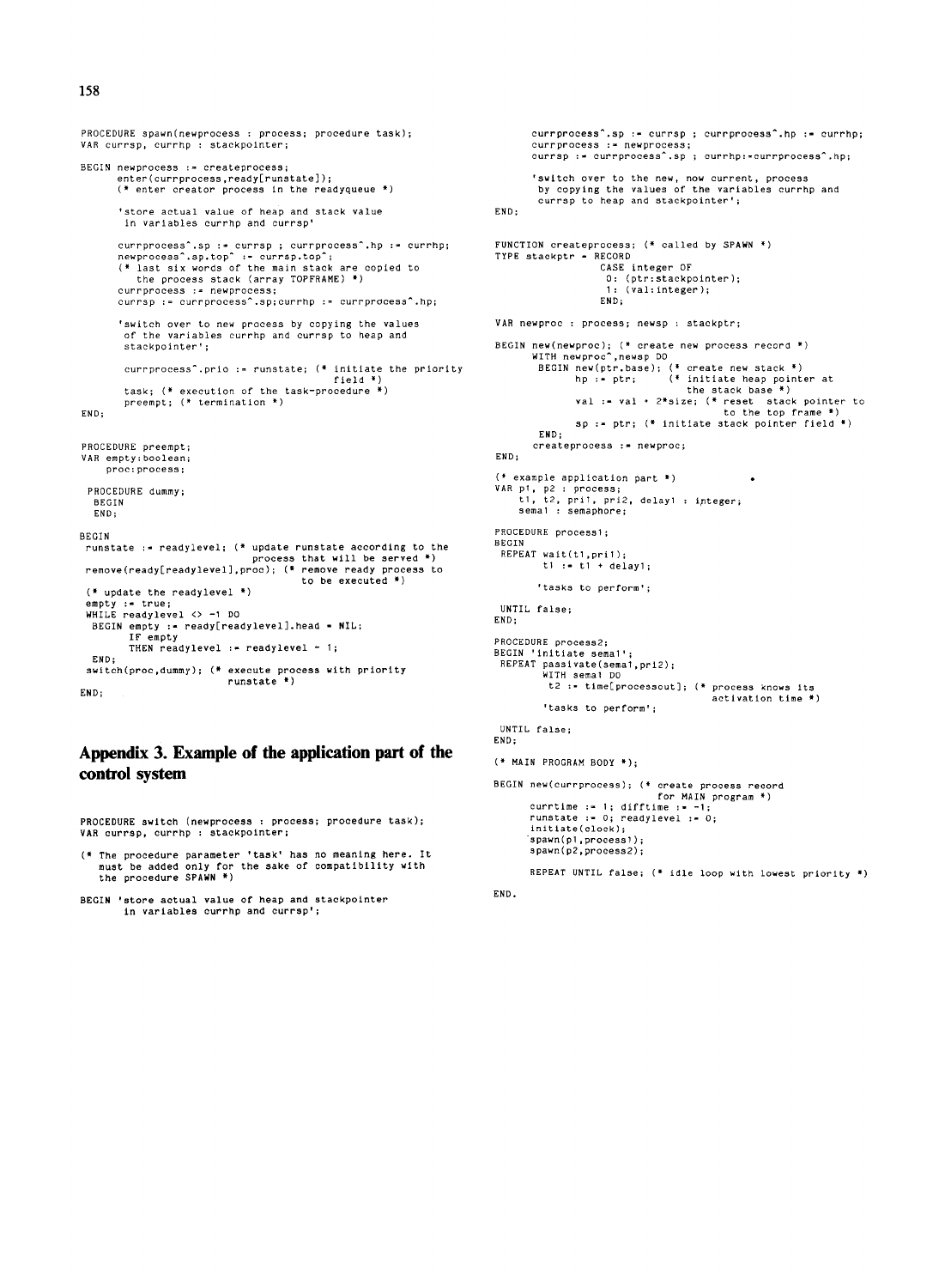```
PROCEDURE spawn(newprocess : process; procedure task);
VAR currsp, currhp : stackpointer;

BEGIN newprocess := createprocess;
      enter(currprocess,ready[runstate]);
      (* enter creator process in the readyqueue *)

      'store actual value of heap and stack value
       in variables currhp and currsp'

      currprocess^.sp := currsp ; currprocess^.hp := currhp;
      newprocess^.sp.top^ := currsp.top^;
      (* last six words of the main stack are copied to
         the process stack (array TOPFRAME) *)
      currprocess := newprocess;
      currsp := currprocess^.sp;currhp := currprocess^.hp;

      'switch over to new process by copying the values
       of the variables currhp and currsp to heap and
       stackpointer';

       currprocess^.prio := runstate; (* initiate the priority
                                         field *)
       task; (* execution of the task-procedure *)
       preempt; (* termination *)
END;


PROCEDURE preempt;
VAR empty:boolean;
    proc:process;

 PROCEDURE dummy;
  BEGIN
  END;

BEGIN
 runstate := readylevel; (* update runstate according to the
                            process that will be served *)
 remove(ready[readylevel],proc); (* remove ready process to
                                    to be executed *)
 (* update the readylevel *)
 empty := true;
 WHILE readylevel <> -1 DO
  BEGIN empty := ready[readylevel].head = NIL;
        IF empty
        THEN readylevel := readylevel - 1;
  END;
 switch(proc,dummy); (* execute process with priority
                        runstate *)
END;
```

## Appendix 3. Example of the application part of the control system

```
PROCEDURE switch (newprocess : process; procedure task);
VAR currsp, currhp : stackpointer;

(* The procedure parameter 'task' has no meaning here. It
   must be added only for the sake of compatibility with
   the procedure SPAWN *)

BEGIN 'store actual value of heap and stackpointer
       in variables currhp and currsp';

      currprocess^.sp := currsp ; currprocess^.hp := currhp;
      currprocess := newprocess;
      currsp := currprocess^.sp ; currhp:=currprocess^.hp;

      'switch over to the new, now current, process
       by copying the values of the variables currhp and
       currsp to heap and stackpointer';
END;


FUNCTION createprocess; (* called by SPAWN *)
TYPE stackptr = RECORD
              CASE integer OF
               0: (ptr:stackpointer);
               1: (val:integer);
              END;

VAR newproc : process; newsp : stackptr;

BEGIN new(newproc); (* create new process record *)
      WITH newproc^,newsp DO
       BEGIN new(ptr.base); (* create new stack *)
             hp := ptr;     (* initiate heap pointer at
                               the stack base *)
             val := val + 2*size; (* reset  stack pointer to
                                     to the top frame *)
             sp := ptr; (* initiate stack pointer field *)
       END;
      createprocess := newproc;
END;

(* example application part *)
VAR p1, p2 : process;
    t1, t2, pri1, pri2, delay1 : integer;
    sema1 : semaphore;

PROCEDURE process1;
BEGIN
 REPEAT wait(t1,pri1);
        t1 := t1 + delay1;

        'tasks to perform';

 UNTIL false;
END;

PROCEDURE process2;
BEGIN 'initiate sema1';
 REPEAT passivate(sema1,pri2);
        WITH sema1 DO
         t2 := time[processout]; (* process knows its
                                    activation time *)
        'tasks to perform';

 UNTIL false;
END;

(* MAIN PROGRAM BODY *);

BEGIN new(currprocess); (* create process record
                           for MAIN program *)
      currtime := 1; difftime := -1;
      runstate := 0; readylevel := 0;
      initiate(clock);
      spawn(p1,process1);
      spawn(p2,process2);

      REPEAT UNTIL false; (* idle loop with lowest priority *)

END.
```